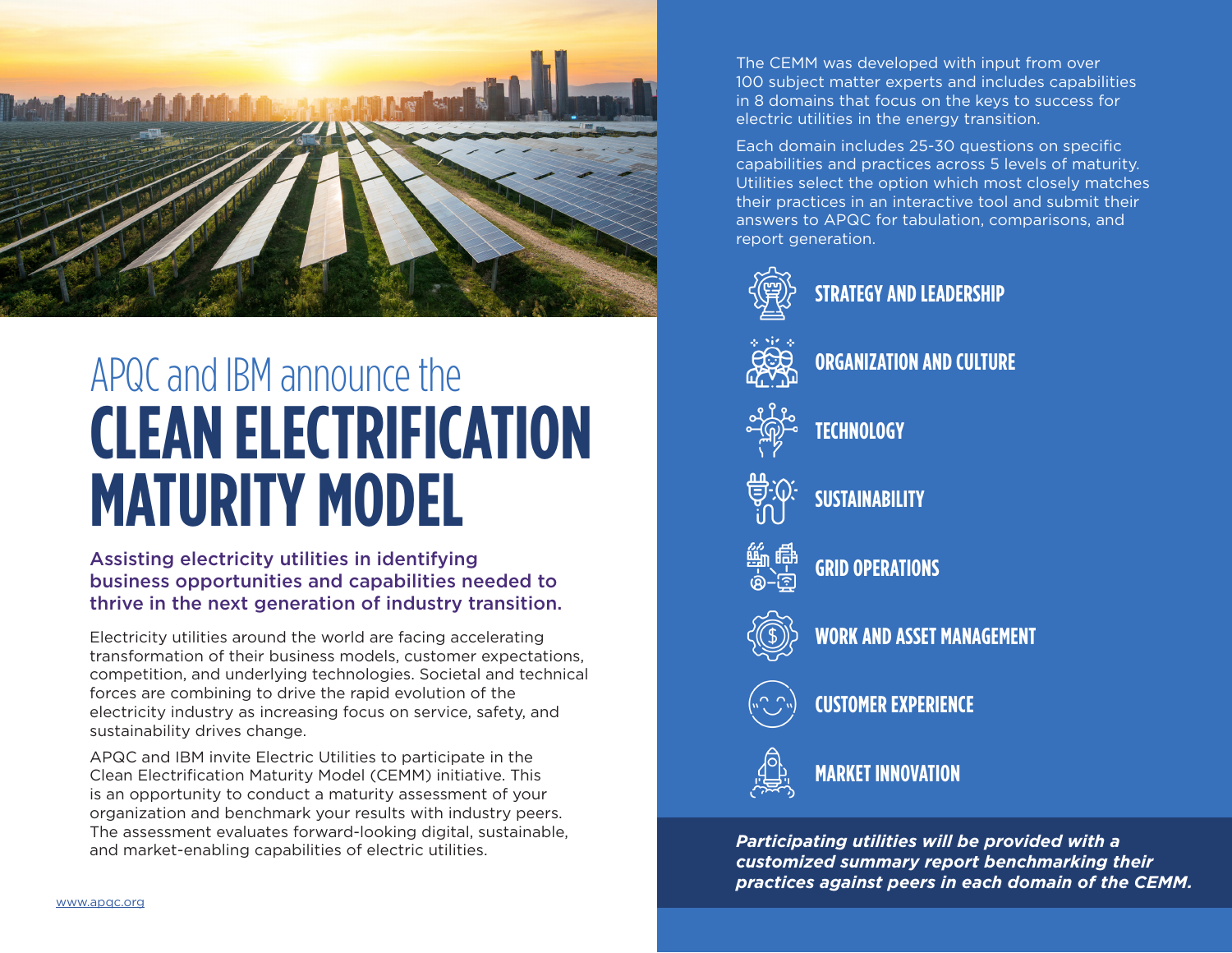# APQC and IBM announce the CLEAN ELECTRIFICATION MATURITY MODEL

**Assisting electricity utilities in identifying business opportunities and capabilities needed to thrive in the next generation of industry transition.**

Electricity utilities around the world are facing accelerating transformation of their business models, customer expectations, competition, and underlying technologies. Societal and technical forces are combining to drive the rapid evolution of the electricity industry as increasing focus on service, safety, and sustainability drives change.

APQC and IBM invite Electric Utilities to participate in the Clean Electrification Maturity Model (CEMM) initiative. This is an opportunity to conduct a maturity assessment of your organization and benchmark your results with industry peers. The assessment evaluates forward-looking digital, sustainable, and market-enabling capabilities of electric utilities.

www.apqc.org

The CEMM was developed with input from over 100 subject matter experts and includes capabilities in 8 domains that focus on the keys to success for electric utilities in the energy transition.

Each domain includes 25-30 questions on specific capabilities and practices across 5 levels of maturity. Utilities select the option which most closely matches their practices in an interactive tool and submit their answers to APQC for tabulation, comparisons, and report generation.

- **STRATEGY AND LEADERSHIP**
- **ORGANIZATION AND CULTURE**
- **TECHNOLOGY**
- **SUSTAINABILITY**
- **GRID OPERATIONS**
- **WORK AND ASSET MANAGEMENT**
- **CUSTOMER EXPERIENCE**
- **MARKET INNOVATION**

***Participating utilities will be provided with a customized summary report benchmarking their practices against peers in each domain of the CEMM.***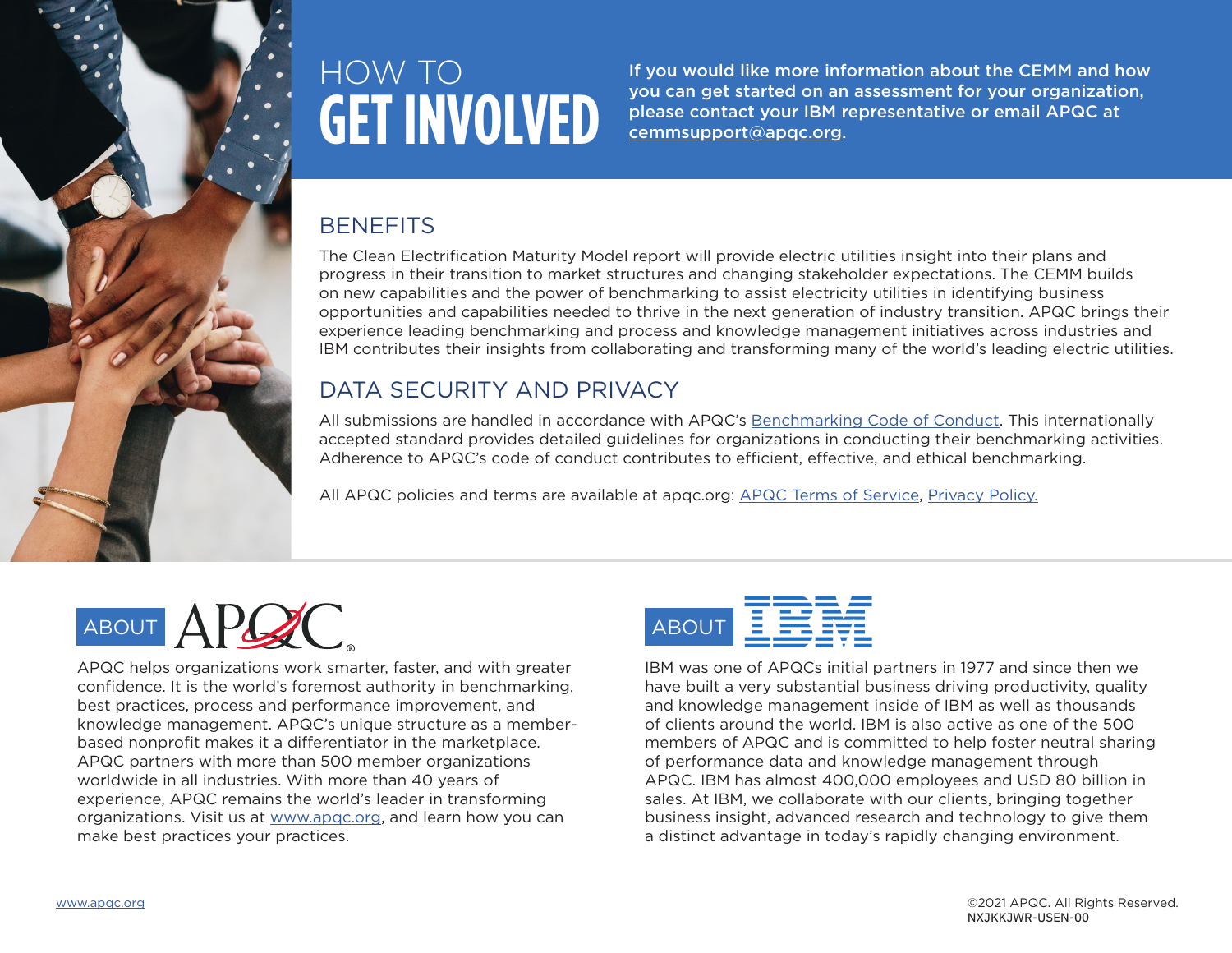# HOW TO GET INVOLVED

If you would like more information about the CEMM and how you can get started on an assessment for your organization, please contact your IBM representative or email APQC at cemmsupport@apqc.org.

## BENEFITS

The Clean Electrification Maturity Model report will provide electric utilities insight into their plans and progress in their transition to market structures and changing stakeholder expectations. The CEMM builds on new capabilities and the power of benchmarking to assist electricity utilities in identifying business opportunities and capabilities needed to thrive in the next generation of industry transition. APQC brings their experience leading benchmarking and process and knowledge management initiatives across industries and IBM contributes their insights from collaborating and transforming many of the world's leading electric utilities.

## DATA SECURITY AND PRIVACY

All submissions are handled in accordance with APQC's Benchmarking Code of Conduct. This internationally accepted standard provides detailed guidelines for organizations in conducting their benchmarking activities. Adherence to APQC's code of conduct contributes to efficient, effective, and ethical benchmarking.

All APQC policies and terms are available at apqc.org: APQC Terms of Service, Privacy Policy.

## ABOUT APQC

APQC helps organizations work smarter, faster, and with greater confidence. It is the world's foremost authority in benchmarking, best practices, process and performance improvement, and knowledge management. APQC's unique structure as a member-based nonprofit makes it a differentiator in the marketplace. APQC partners with more than 500 member organizations worldwide in all industries. With more than 40 years of experience, APQC remains the world's leader in transforming organizations. Visit us at www.apqc.org, and learn how you can make best practices your practices.

## ABOUT IBM

IBM was one of APQCs initial partners in 1977 and since then we have built a very substantial business driving productivity, quality and knowledge management inside of IBM as well as thousands of clients around the world. IBM is also active as one of the 500 members of APQC and is committed to help foster neutral sharing of performance data and knowledge management through APQC. IBM has almost 400,000 employees and USD 80 billion in sales. At IBM, we collaborate with our clients, bringing together business insight, advanced research and technology to give them a distinct advantage in today's rapidly changing environment.

www.apqc.org

©2021 APQC. All Rights Reserved.
NXJKKJWR-USEN-00